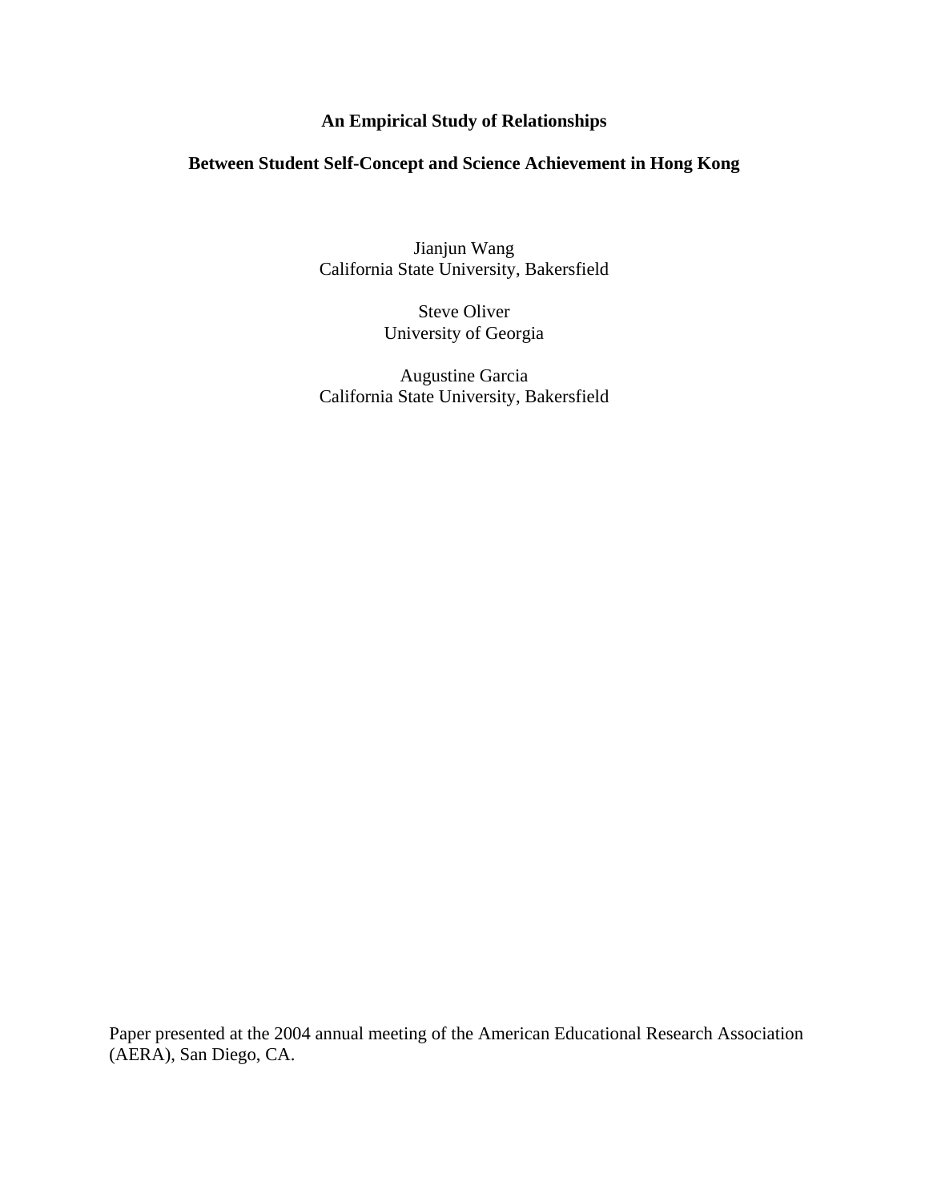# An Empirical Study of Relationships

# Between Student Self-Concept and Science Achievement in Hong Kong

Jianjun Wang
California State University, Bakersfield

Steve Oliver
University of Georgia

Augustine Garcia
California State University, Bakersfield

Paper presented at the 2004 annual meeting of the American Educational Research Association (AERA), San Diego, CA.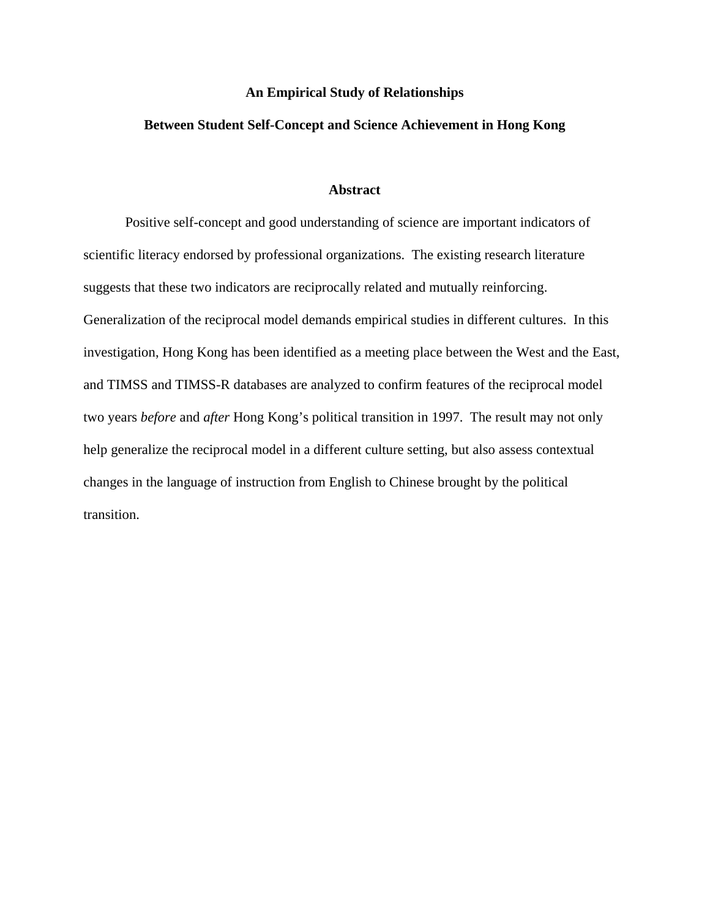# An Empirical Study of Relationships Between Student Self-Concept and Science Achievement in Hong Kong

## Abstract

Positive self-concept and good understanding of science are important indicators of scientific literacy endorsed by professional organizations. The existing research literature suggests that these two indicators are reciprocally related and mutually reinforcing. Generalization of the reciprocal model demands empirical studies in different cultures. In this investigation, Hong Kong has been identified as a meeting place between the West and the East, and TIMSS and TIMSS-R databases are analyzed to confirm features of the reciprocal model two years *before* and *after* Hong Kong's political transition in 1997. The result may not only help generalize the reciprocal model in a different culture setting, but also assess contextual changes in the language of instruction from English to Chinese brought by the political transition.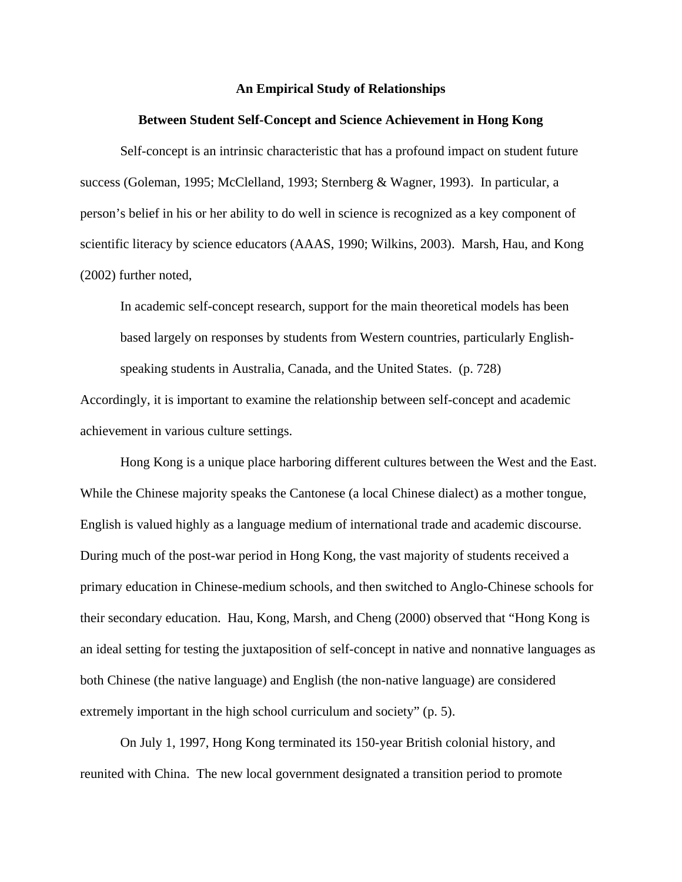**An Empirical Study of Relationships**

**Between Student Self-Concept and Science Achievement in Hong Kong**

Self-concept is an intrinsic characteristic that has a profound impact on student future success (Goleman, 1995; McClelland, 1993; Sternberg & Wagner, 1993). In particular, a person's belief in his or her ability to do well in science is recognized as a key component of scientific literacy by science educators (AAAS, 1990; Wilkins, 2003). Marsh, Hau, and Kong (2002) further noted,

> In academic self-concept research, support for the main theoretical models has been based largely on responses by students from Western countries, particularly English-speaking students in Australia, Canada, and the United States. (p. 728)

Accordingly, it is important to examine the relationship between self-concept and academic achievement in various culture settings.

Hong Kong is a unique place harboring different cultures between the West and the East. While the Chinese majority speaks the Cantonese (a local Chinese dialect) as a mother tongue, English is valued highly as a language medium of international trade and academic discourse. During much of the post-war period in Hong Kong, the vast majority of students received a primary education in Chinese-medium schools, and then switched to Anglo-Chinese schools for their secondary education. Hau, Kong, Marsh, and Cheng (2000) observed that "Hong Kong is an ideal setting for testing the juxtaposition of self-concept in native and nonnative languages as both Chinese (the native language) and English (the non-native language) are considered extremely important in the high school curriculum and society" (p. 5).

On July 1, 1997, Hong Kong terminated its 150-year British colonial history, and reunited with China. The new local government designated a transition period to promote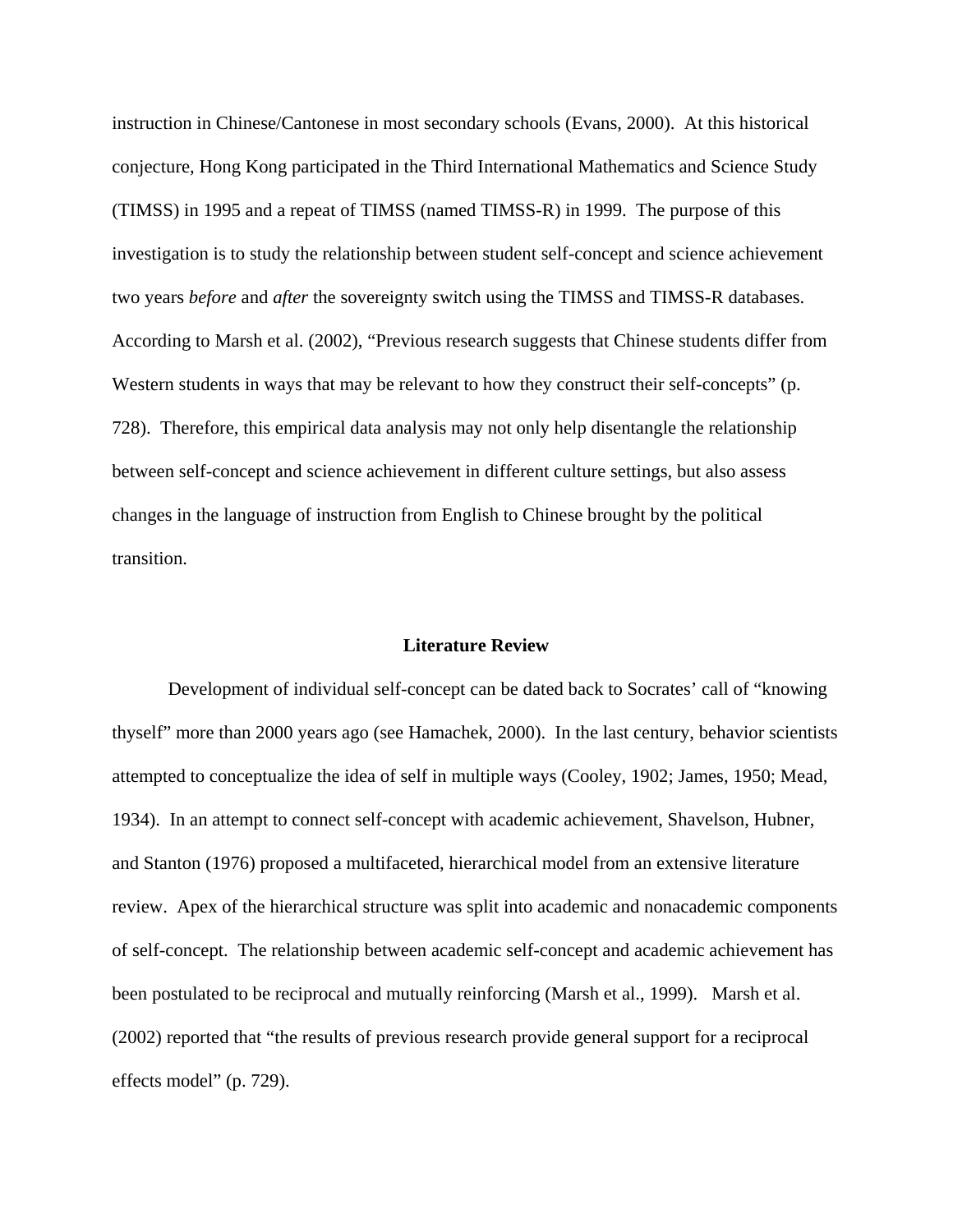instruction in Chinese/Cantonese in most secondary schools (Evans, 2000). At this historical conjecture, Hong Kong participated in the Third International Mathematics and Science Study (TIMSS) in 1995 and a repeat of TIMSS (named TIMSS-R) in 1999. The purpose of this investigation is to study the relationship between student self-concept and science achievement two years *before* and *after* the sovereignty switch using the TIMSS and TIMSS-R databases. According to Marsh et al. (2002), "Previous research suggests that Chinese students differ from Western students in ways that may be relevant to how they construct their self-concepts" (p. 728). Therefore, this empirical data analysis may not only help disentangle the relationship between self-concept and science achievement in different culture settings, but also assess changes in the language of instruction from English to Chinese brought by the political transition.

## Literature Review

Development of individual self-concept can be dated back to Socrates' call of "knowing thyself" more than 2000 years ago (see Hamachek, 2000). In the last century, behavior scientists attempted to conceptualize the idea of self in multiple ways (Cooley, 1902; James, 1950; Mead, 1934). In an attempt to connect self-concept with academic achievement, Shavelson, Hubner, and Stanton (1976) proposed a multifaceted, hierarchical model from an extensive literature review. Apex of the hierarchical structure was split into academic and nonacademic components of self-concept. The relationship between academic self-concept and academic achievement has been postulated to be reciprocal and mutually reinforcing (Marsh et al., 1999). Marsh et al. (2002) reported that "the results of previous research provide general support for a reciprocal effects model" (p. 729).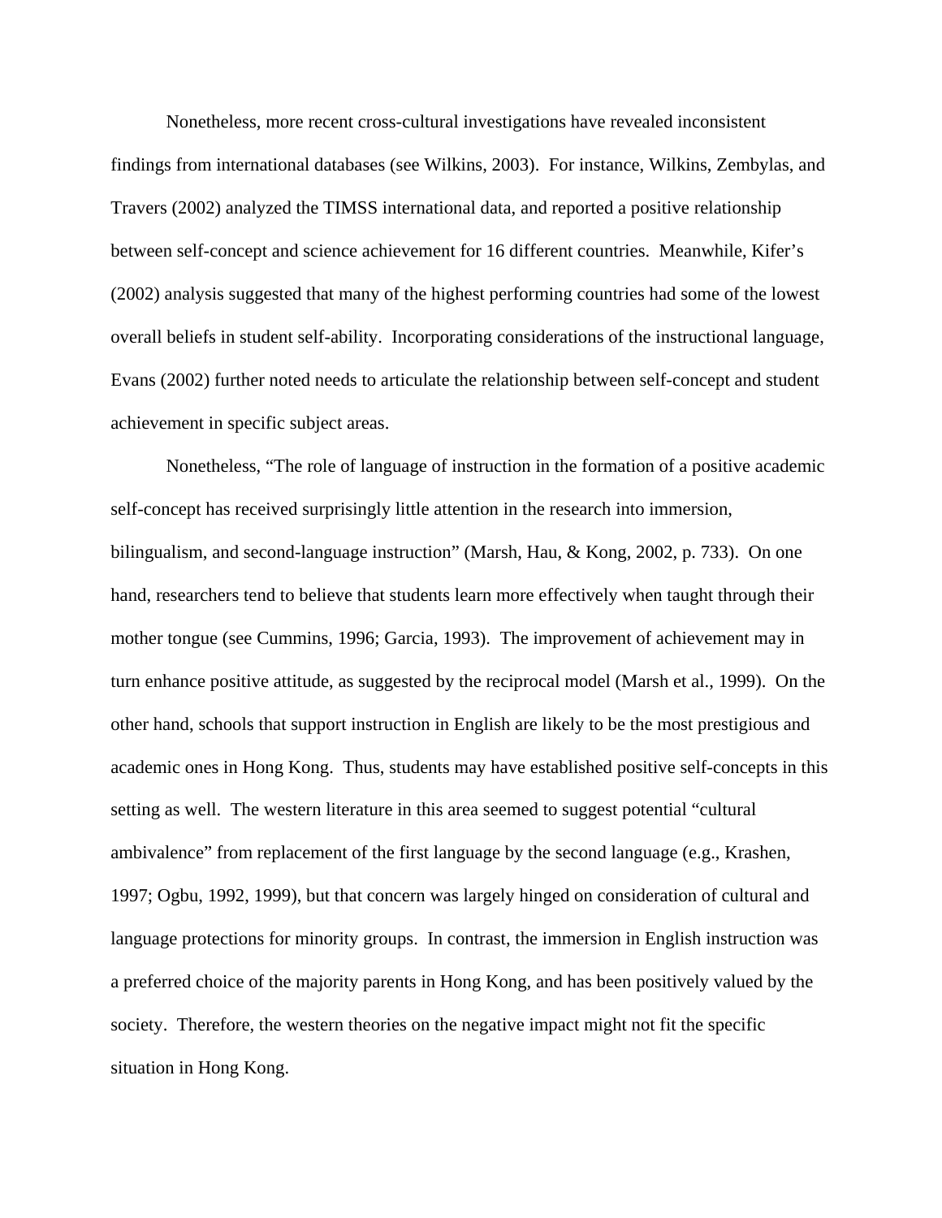Nonetheless, more recent cross-cultural investigations have revealed inconsistent findings from international databases (see Wilkins, 2003). For instance, Wilkins, Zembylas, and Travers (2002) analyzed the TIMSS international data, and reported a positive relationship between self-concept and science achievement for 16 different countries. Meanwhile, Kifer's (2002) analysis suggested that many of the highest performing countries had some of the lowest overall beliefs in student self-ability. Incorporating considerations of the instructional language, Evans (2002) further noted needs to articulate the relationship between self-concept and student achievement in specific subject areas.

Nonetheless, "The role of language of instruction in the formation of a positive academic self-concept has received surprisingly little attention in the research into immersion, bilingualism, and second-language instruction" (Marsh, Hau, & Kong, 2002, p. 733). On one hand, researchers tend to believe that students learn more effectively when taught through their mother tongue (see Cummins, 1996; Garcia, 1993). The improvement of achievement may in turn enhance positive attitude, as suggested by the reciprocal model (Marsh et al., 1999). On the other hand, schools that support instruction in English are likely to be the most prestigious and academic ones in Hong Kong. Thus, students may have established positive self-concepts in this setting as well. The western literature in this area seemed to suggest potential "cultural ambivalence" from replacement of the first language by the second language (e.g., Krashen, 1997; Ogbu, 1992, 1999), but that concern was largely hinged on consideration of cultural and language protections for minority groups. In contrast, the immersion in English instruction was a preferred choice of the majority parents in Hong Kong, and has been positively valued by the society. Therefore, the western theories on the negative impact might not fit the specific situation in Hong Kong.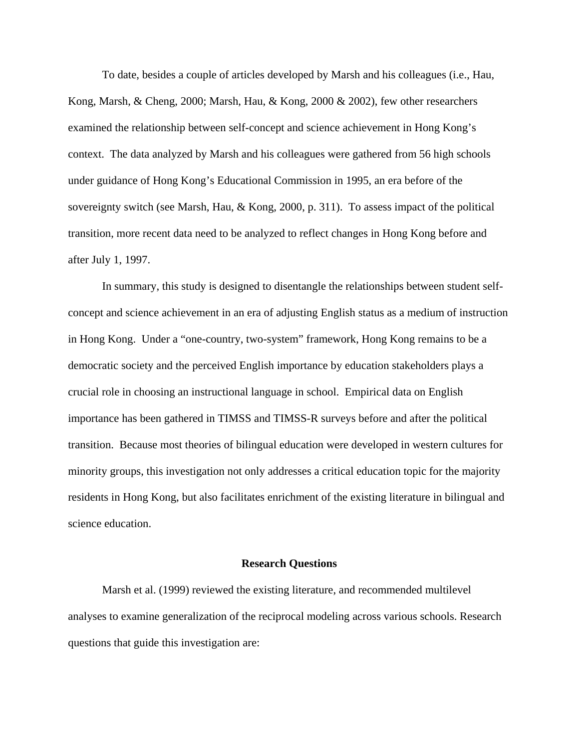To date, besides a couple of articles developed by Marsh and his colleagues (i.e., Hau, Kong, Marsh, & Cheng, 2000; Marsh, Hau, & Kong, 2000 & 2002), few other researchers examined the relationship between self-concept and science achievement in Hong Kong's context. The data analyzed by Marsh and his colleagues were gathered from 56 high schools under guidance of Hong Kong's Educational Commission in 1995, an era before of the sovereignty switch (see Marsh, Hau, & Kong, 2000, p. 311). To assess impact of the political transition, more recent data need to be analyzed to reflect changes in Hong Kong before and after July 1, 1997.

In summary, this study is designed to disentangle the relationships between student self-concept and science achievement in an era of adjusting English status as a medium of instruction in Hong Kong. Under a "one-country, two-system" framework, Hong Kong remains to be a democratic society and the perceived English importance by education stakeholders plays a crucial role in choosing an instructional language in school. Empirical data on English importance has been gathered in TIMSS and TIMSS-R surveys before and after the political transition. Because most theories of bilingual education were developed in western cultures for minority groups, this investigation not only addresses a critical education topic for the majority residents in Hong Kong, but also facilitates enrichment of the existing literature in bilingual and science education.

## Research Questions

Marsh et al. (1999) reviewed the existing literature, and recommended multilevel analyses to examine generalization of the reciprocal modeling across various schools. Research questions that guide this investigation are: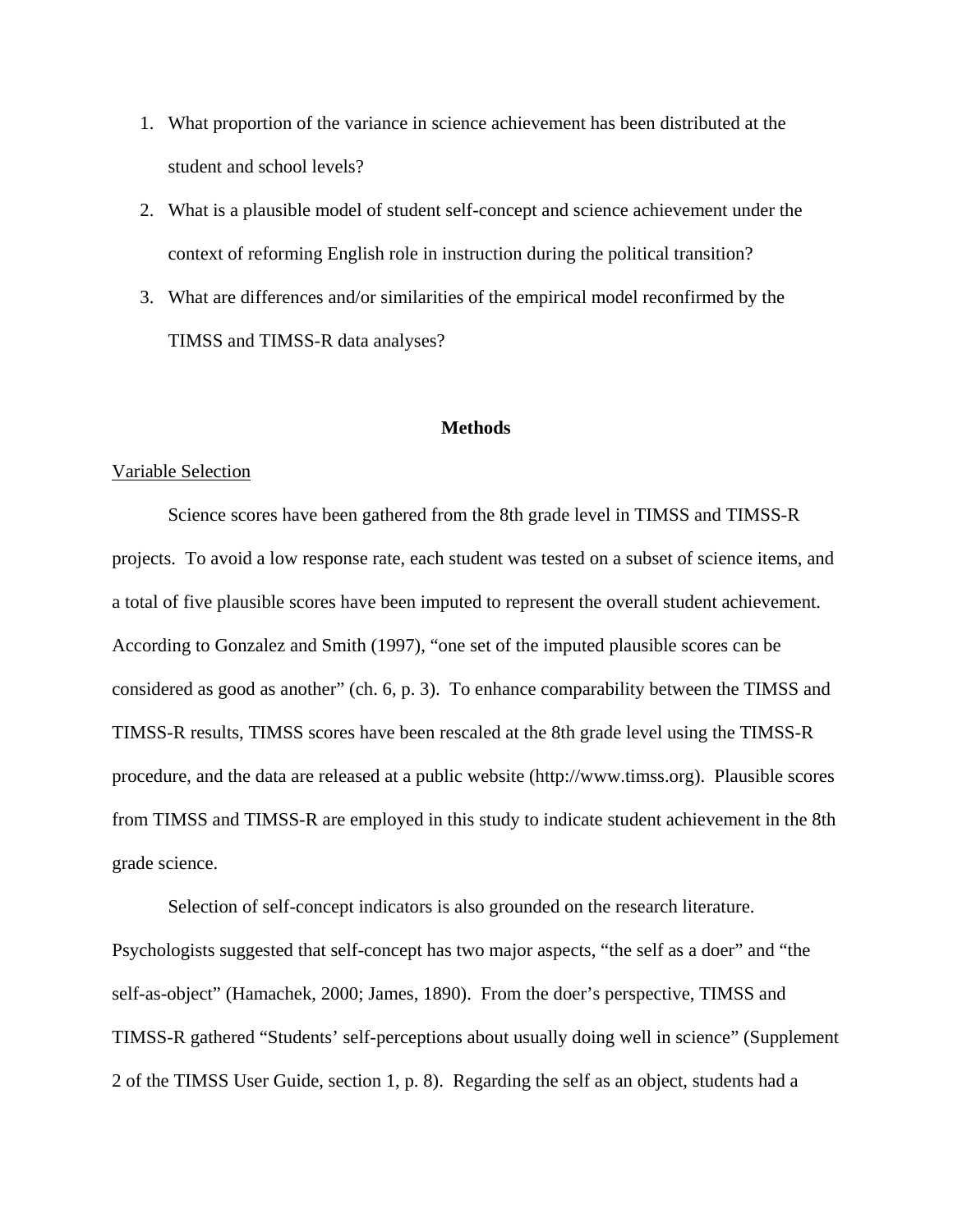1. What proportion of the variance in science achievement has been distributed at the student and school levels?
2. What is a plausible model of student self-concept and science achievement under the context of reforming English role in instruction during the political transition?
3. What are differences and/or similarities of the empirical model reconfirmed by the TIMSS and TIMSS-R data analyses?

## Methods

Variable Selection

Science scores have been gathered from the 8th grade level in TIMSS and TIMSS-R projects. To avoid a low response rate, each student was tested on a subset of science items, and a total of five plausible scores have been imputed to represent the overall student achievement. According to Gonzalez and Smith (1997), "one set of the imputed plausible scores can be considered as good as another" (ch. 6, p. 3). To enhance comparability between the TIMSS and TIMSS-R results, TIMSS scores have been rescaled at the 8th grade level using the TIMSS-R procedure, and the data are released at a public website (http://www.timss.org). Plausible scores from TIMSS and TIMSS-R are employed in this study to indicate student achievement in the 8th grade science.

Selection of self-concept indicators is also grounded on the research literature. Psychologists suggested that self-concept has two major aspects, "the self as a doer" and "the self-as-object" (Hamachek, 2000; James, 1890). From the doer's perspective, TIMSS and TIMSS-R gathered "Students' self-perceptions about usually doing well in science" (Supplement 2 of the TIMSS User Guide, section 1, p. 8). Regarding the self as an object, students had a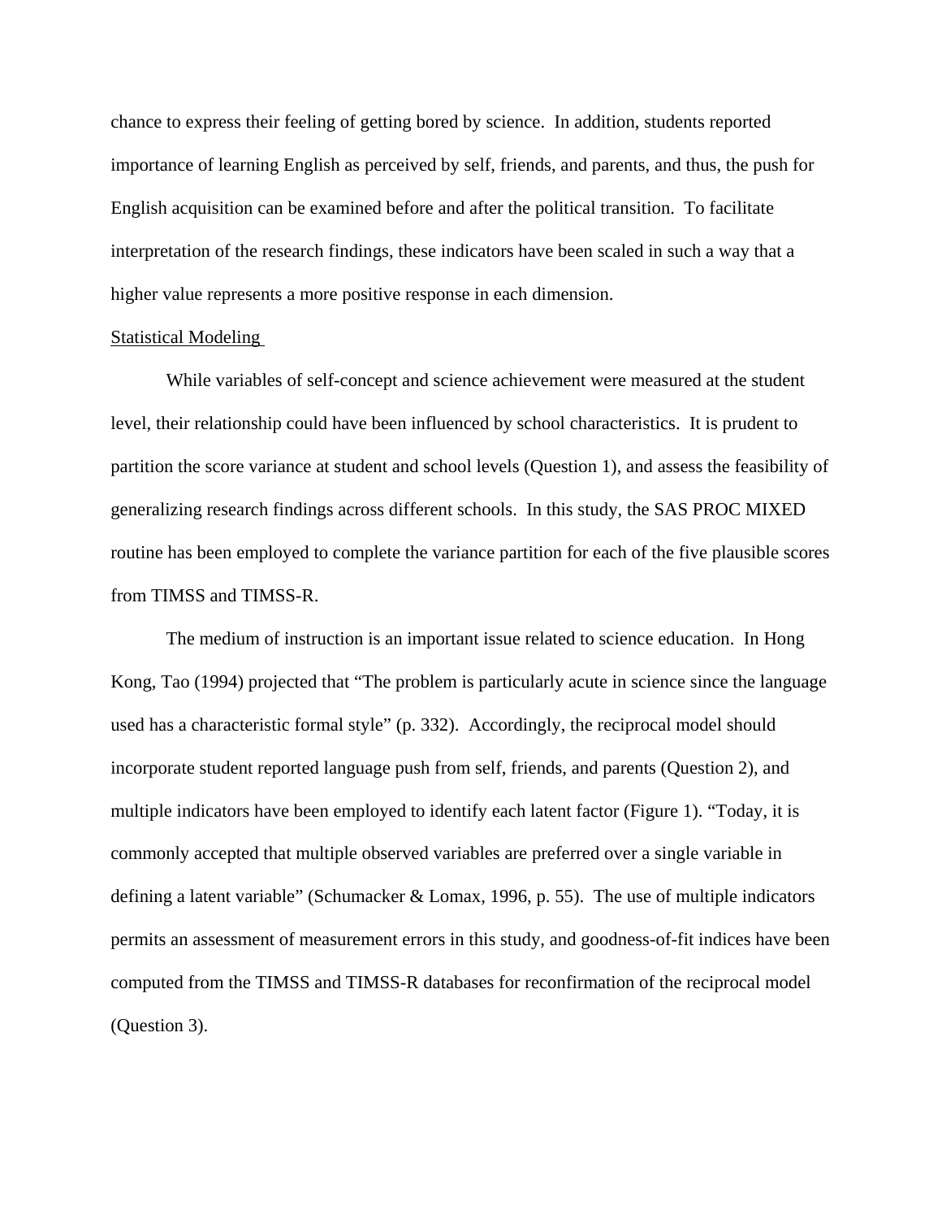chance to express their feeling of getting bored by science. In addition, students reported importance of learning English as perceived by self, friends, and parents, and thus, the push for English acquisition can be examined before and after the political transition. To facilitate interpretation of the research findings, these indicators have been scaled in such a way that a higher value represents a more positive response in each dimension.

## Statistical Modeling

While variables of self-concept and science achievement were measured at the student level, their relationship could have been influenced by school characteristics. It is prudent to partition the score variance at student and school levels (Question 1), and assess the feasibility of generalizing research findings across different schools. In this study, the SAS PROC MIXED routine has been employed to complete the variance partition for each of the five plausible scores from TIMSS and TIMSS-R.

The medium of instruction is an important issue related to science education. In Hong Kong, Tao (1994) projected that "The problem is particularly acute in science since the language used has a characteristic formal style" (p. 332). Accordingly, the reciprocal model should incorporate student reported language push from self, friends, and parents (Question 2), and multiple indicators have been employed to identify each latent factor (Figure 1). "Today, it is commonly accepted that multiple observed variables are preferred over a single variable in defining a latent variable" (Schumacker & Lomax, 1996, p. 55). The use of multiple indicators permits an assessment of measurement errors in this study, and goodness-of-fit indices have been computed from the TIMSS and TIMSS-R databases for reconfirmation of the reciprocal model (Question 3).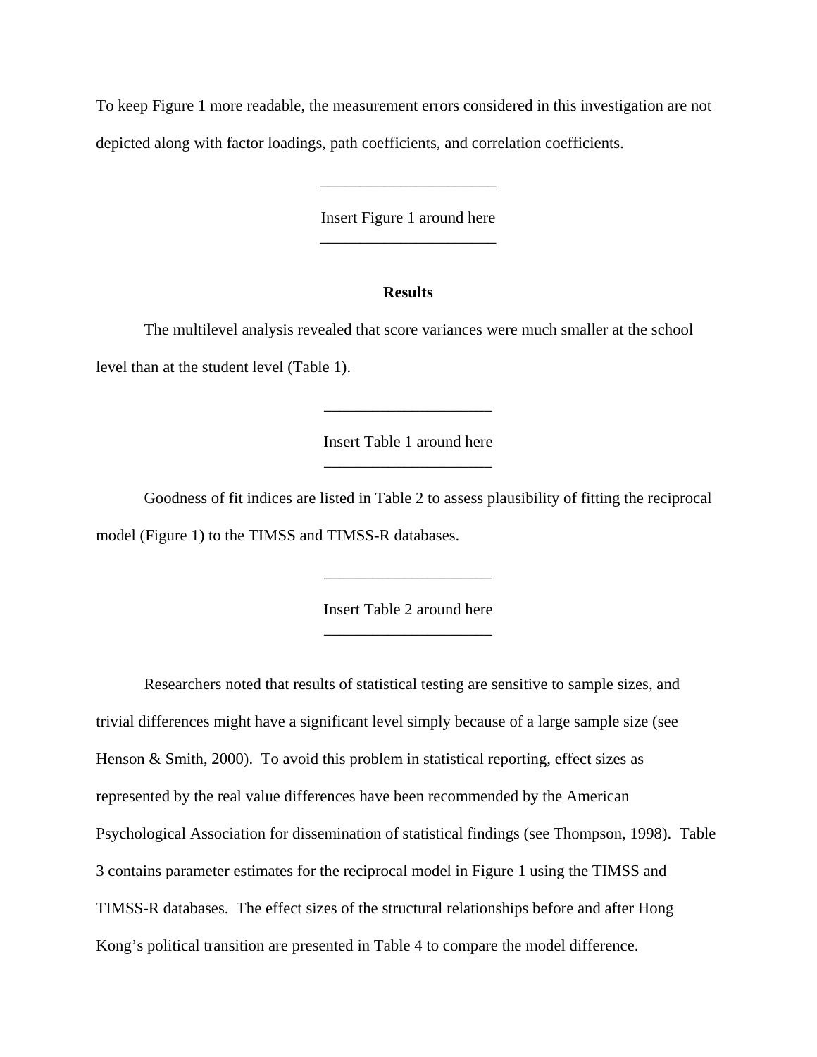To keep Figure 1 more readable, the measurement errors considered in this investigation are not depicted along with factor loadings, path coefficients, and correlation coefficients.

---

Insert Figure 1 around here

---

## Results

The multilevel analysis revealed that score variances were much smaller at the school level than at the student level (Table 1).

---

Insert Table 1 around here

---

Goodness of fit indices are listed in Table 2 to assess plausibility of fitting the reciprocal model (Figure 1) to the TIMSS and TIMSS-R databases.

---

Insert Table 2 around here

---

Researchers noted that results of statistical testing are sensitive to sample sizes, and trivial differences might have a significant level simply because of a large sample size (see Henson & Smith, 2000). To avoid this problem in statistical reporting, effect sizes as represented by the real value differences have been recommended by the American Psychological Association for dissemination of statistical findings (see Thompson, 1998). Table 3 contains parameter estimates for the reciprocal model in Figure 1 using the TIMSS and TIMSS-R databases. The effect sizes of the structural relationships before and after Hong Kong's political transition are presented in Table 4 to compare the model difference.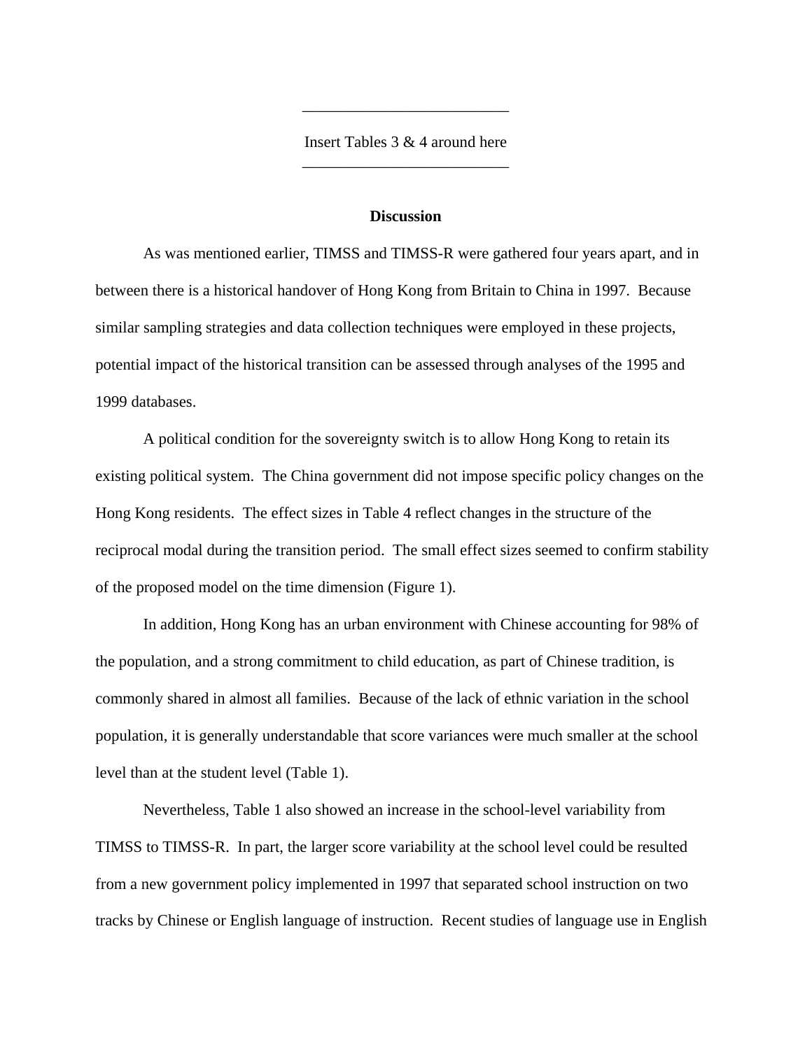---

Insert Tables 3 & 4 around here

---

## Discussion

As was mentioned earlier, TIMSS and TIMSS-R were gathered four years apart, and in between there is a historical handover of Hong Kong from Britain to China in 1997. Because similar sampling strategies and data collection techniques were employed in these projects, potential impact of the historical transition can be assessed through analyses of the 1995 and 1999 databases.

A political condition for the sovereignty switch is to allow Hong Kong to retain its existing political system. The China government did not impose specific policy changes on the Hong Kong residents. The effect sizes in Table 4 reflect changes in the structure of the reciprocal modal during the transition period. The small effect sizes seemed to confirm stability of the proposed model on the time dimension (Figure 1).

In addition, Hong Kong has an urban environment with Chinese accounting for 98% of the population, and a strong commitment to child education, as part of Chinese tradition, is commonly shared in almost all families. Because of the lack of ethnic variation in the school population, it is generally understandable that score variances were much smaller at the school level than at the student level (Table 1).

Nevertheless, Table 1 also showed an increase in the school-level variability from TIMSS to TIMSS-R. In part, the larger score variability at the school level could be resulted from a new government policy implemented in 1997 that separated school instruction on two tracks by Chinese or English language of instruction. Recent studies of language use in English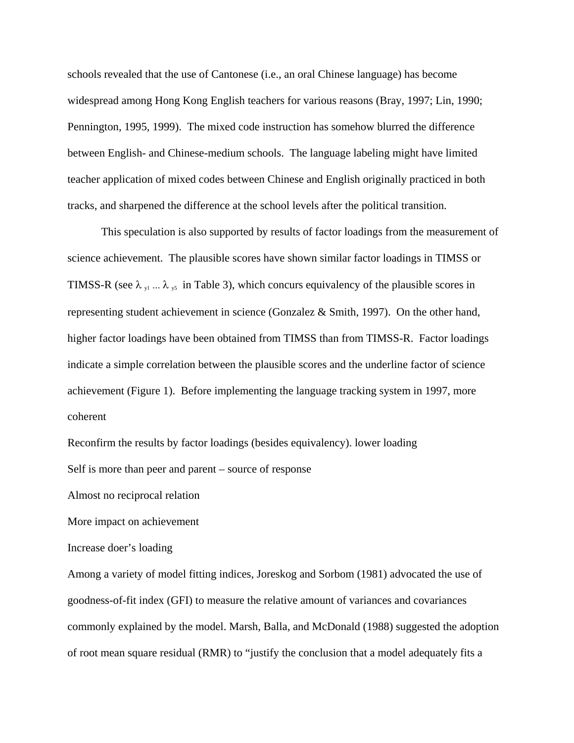schools revealed that the use of Cantonese (i.e., an oral Chinese language) has become widespread among Hong Kong English teachers for various reasons (Bray, 1997; Lin, 1990; Pennington, 1995, 1999). The mixed code instruction has somehow blurred the difference between English- and Chinese-medium schools. The language labeling might have limited teacher application of mixed codes between Chinese and English originally practiced in both tracks, and sharpened the difference at the school levels after the political transition.

This speculation is also supported by results of factor loadings from the measurement of science achievement. The plausible scores have shown similar factor loadings in TIMSS or TIMSS-R (see $\lambda_{y1} \ldots \lambda_{y5}$ in Table 3), which concurs equivalency of the plausible scores in representing student achievement in science (Gonzalez & Smith, 1997). On the other hand, higher factor loadings have been obtained from TIMSS than from TIMSS-R. Factor loadings indicate a simple correlation between the plausible scores and the underline factor of science achievement (Figure 1). Before implementing the language tracking system in 1997, more coherent

Reconfirm the results by factor loadings (besides equivalency). lower loading

Self is more than peer and parent – source of response

Almost no reciprocal relation

More impact on achievement

Increase doer's loading

Among a variety of model fitting indices, Joreskog and Sorbom (1981) advocated the use of goodness-of-fit index (GFI) to measure the relative amount of variances and covariances commonly explained by the model. Marsh, Balla, and McDonald (1988) suggested the adoption of root mean square residual (RMR) to "justify the conclusion that a model adequately fits a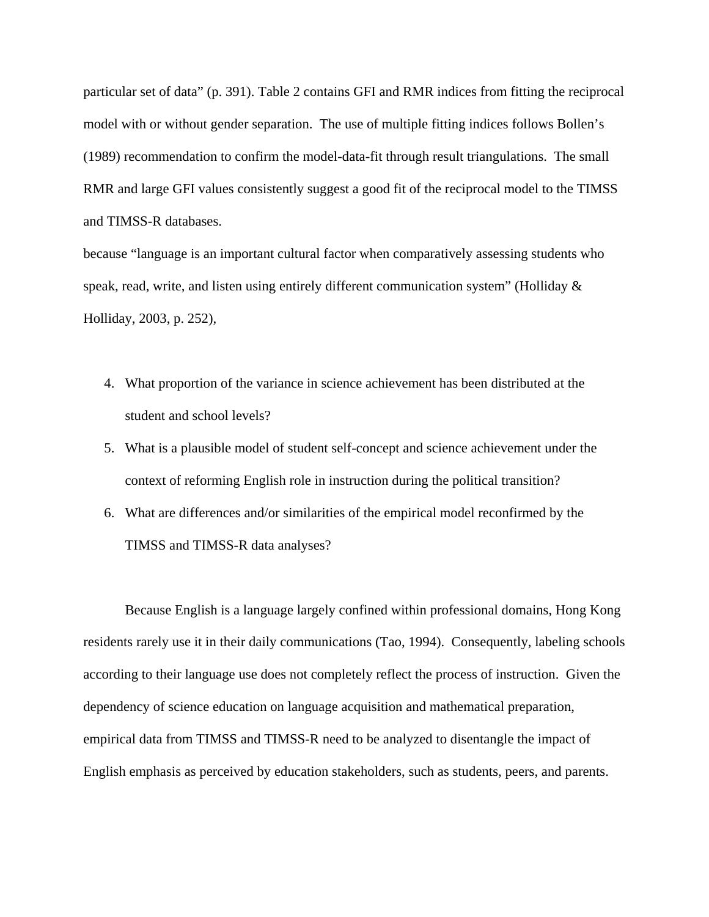particular set of data" (p. 391). Table 2 contains GFI and RMR indices from fitting the reciprocal model with or without gender separation. The use of multiple fitting indices follows Bollen's (1989) recommendation to confirm the model-data-fit through result triangulations. The small RMR and large GFI values consistently suggest a good fit of the reciprocal model to the TIMSS and TIMSS-R databases.

because "language is an important cultural factor when comparatively assessing students who speak, read, write, and listen using entirely different communication system" (Holliday & Holliday, 2003, p. 252),

4. What proportion of the variance in science achievement has been distributed at the student and school levels?
5. What is a plausible model of student self-concept and science achievement under the context of reforming English role in instruction during the political transition?
6. What are differences and/or similarities of the empirical model reconfirmed by the TIMSS and TIMSS-R data analyses?

Because English is a language largely confined within professional domains, Hong Kong residents rarely use it in their daily communications (Tao, 1994). Consequently, labeling schools according to their language use does not completely reflect the process of instruction. Given the dependency of science education on language acquisition and mathematical preparation, empirical data from TIMSS and TIMSS-R need to be analyzed to disentangle the impact of English emphasis as perceived by education stakeholders, such as students, peers, and parents.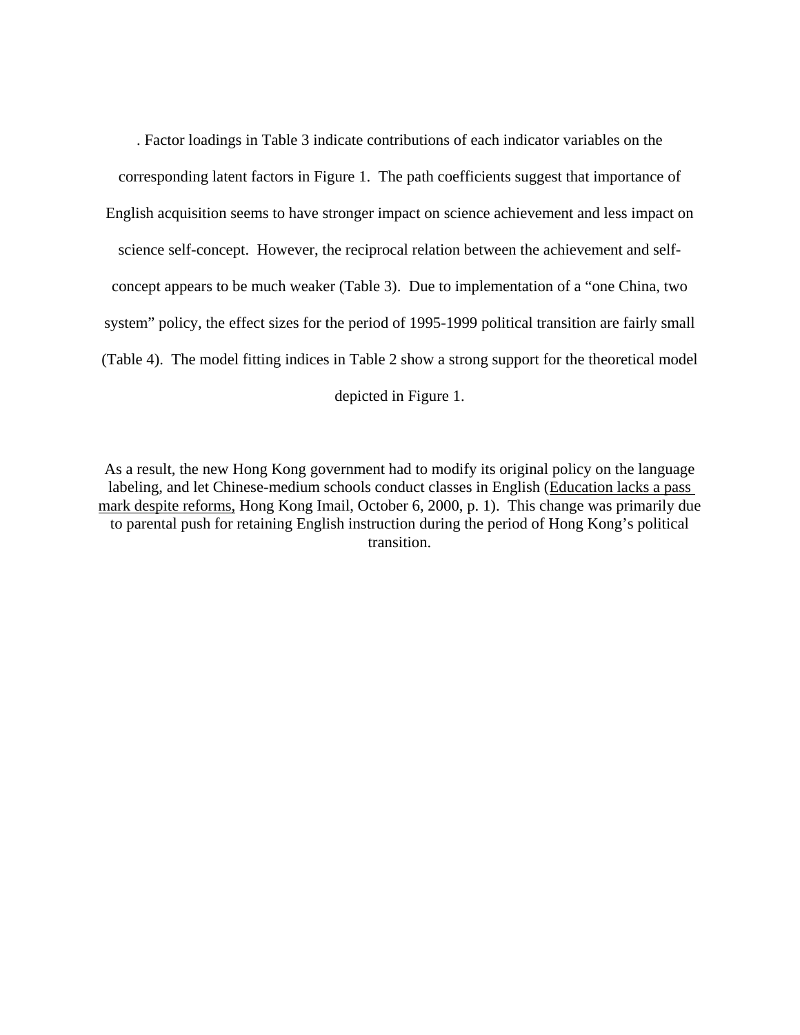. Factor loadings in Table 3 indicate contributions of each indicator variables on the corresponding latent factors in Figure 1. The path coefficients suggest that importance of English acquisition seems to have stronger impact on science achievement and less impact on science self-concept. However, the reciprocal relation between the achievement and self-concept appears to be much weaker (Table 3). Due to implementation of a "one China, two system" policy, the effect sizes for the period of 1995-1999 political transition are fairly small (Table 4). The model fitting indices in Table 2 show a strong support for the theoretical model depicted in Figure 1.

As a result, the new Hong Kong government had to modify its original policy on the language labeling, and let Chinese-medium schools conduct classes in English (Education lacks a pass mark despite reforms, Hong Kong Imail, October 6, 2000, p. 1). This change was primarily due to parental push for retaining English instruction during the period of Hong Kong's political transition.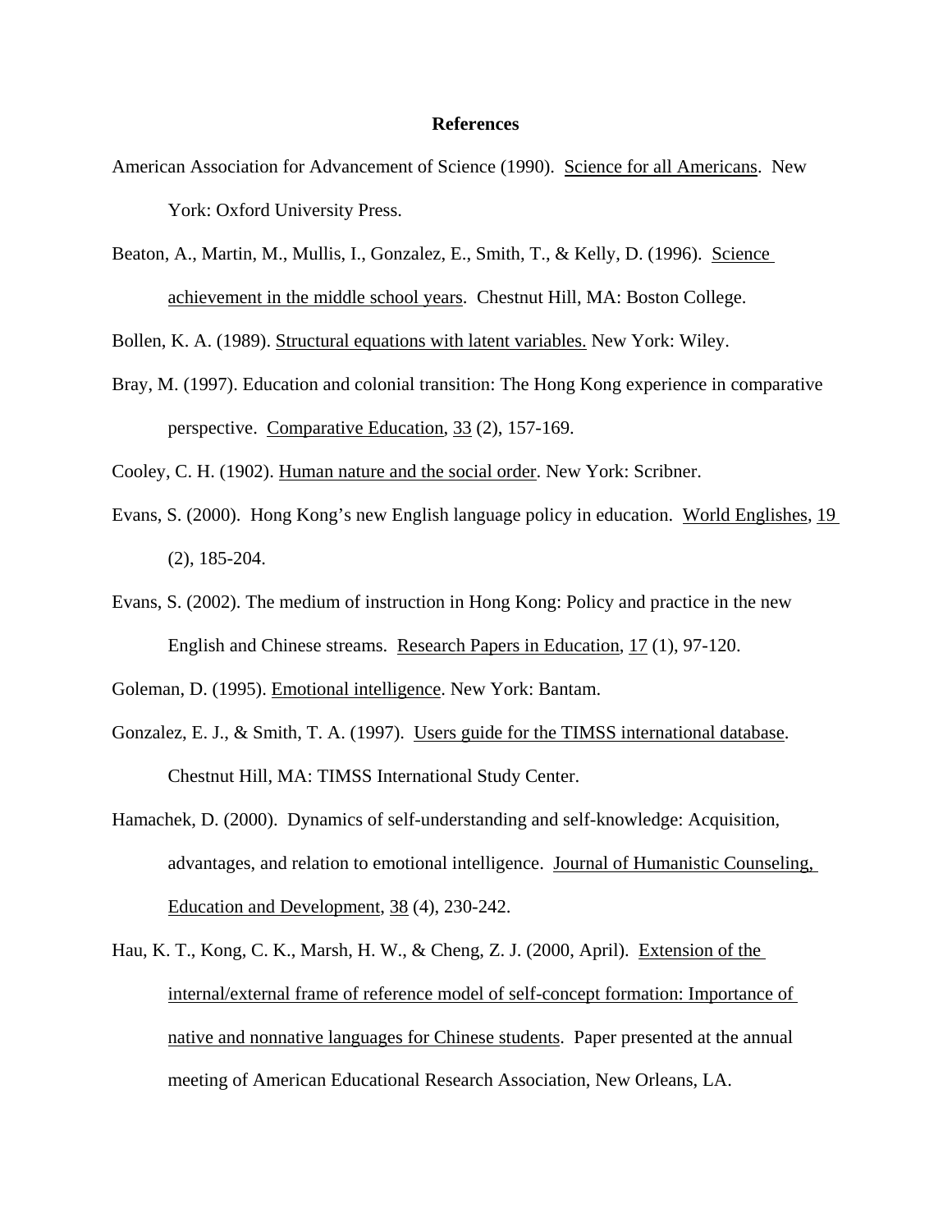## References

American Association for Advancement of Science (1990). Science for all Americans. New York: Oxford University Press.

Beaton, A., Martin, M., Mullis, I., Gonzalez, E., Smith, T., & Kelly, D. (1996). Science achievement in the middle school years. Chestnut Hill, MA: Boston College.

Bollen, K. A. (1989). Structural equations with latent variables. New York: Wiley.

Bray, M. (1997). Education and colonial transition: The Hong Kong experience in comparative perspective. Comparative Education, 33 (2), 157-169.

Cooley, C. H. (1902). Human nature and the social order. New York: Scribner.

Evans, S. (2000). Hong Kong's new English language policy in education. World Englishes, 19 (2), 185-204.

Evans, S. (2002). The medium of instruction in Hong Kong: Policy and practice in the new English and Chinese streams. Research Papers in Education, 17 (1), 97-120.

Goleman, D. (1995). Emotional intelligence. New York: Bantam.

Gonzalez, E. J., & Smith, T. A. (1997). Users guide for the TIMSS international database. Chestnut Hill, MA: TIMSS International Study Center.

Hamachek, D. (2000). Dynamics of self-understanding and self-knowledge: Acquisition, advantages, and relation to emotional intelligence. Journal of Humanistic Counseling, Education and Development, 38 (4), 230-242.

Hau, K. T., Kong, C. K., Marsh, H. W., & Cheng, Z. J. (2000, April). Extension of the internal/external frame of reference model of self-concept formation: Importance of native and nonnative languages for Chinese students. Paper presented at the annual meeting of American Educational Research Association, New Orleans, LA.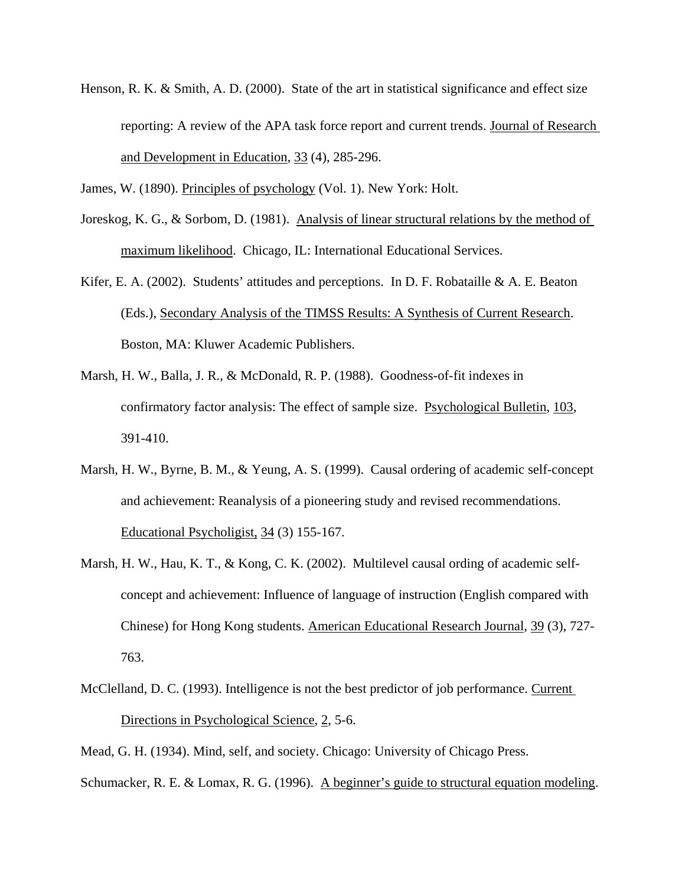Henson, R. K. & Smith, A. D. (2000). State of the art in statistical significance and effect size reporting: A review of the APA task force report and current trends. Journal of Research and Development in Education, 33 (4), 285-296.

James, W. (1890). Principles of psychology (Vol. 1). New York: Holt.

Joreskog, K. G., & Sorbom, D. (1981). Analysis of linear structural relations by the method of maximum likelihood. Chicago, IL: International Educational Services.

Kifer, E. A. (2002). Students' attitudes and perceptions. In D. F. Robataille & A. E. Beaton (Eds.), Secondary Analysis of the TIMSS Results: A Synthesis of Current Research. Boston, MA: Kluwer Academic Publishers.

Marsh, H. W., Balla, J. R., & McDonald, R. P. (1988). Goodness-of-fit indexes in confirmatory factor analysis: The effect of sample size. Psychological Bulletin, 103, 391-410.

Marsh, H. W., Byrne, B. M., & Yeung, A. S. (1999). Causal ordering of academic self-concept and achievement: Reanalysis of a pioneering study and revised recommendations. Educational Psycholigist, 34 (3) 155-167.

Marsh, H. W., Hau, K. T., & Kong, C. K. (2002). Multilevel causal ording of academic self-concept and achievement: Influence of language of instruction (English compared with Chinese) for Hong Kong students. American Educational Research Journal, 39 (3), 727-763.

McClelland, D. C. (1993). Intelligence is not the best predictor of job performance. Current Directions in Psychological Science, 2, 5-6.

Mead, G. H. (1934). Mind, self, and society. Chicago: University of Chicago Press.

Schumacker, R. E. & Lomax, R. G. (1996). A beginner's guide to structural equation modeling.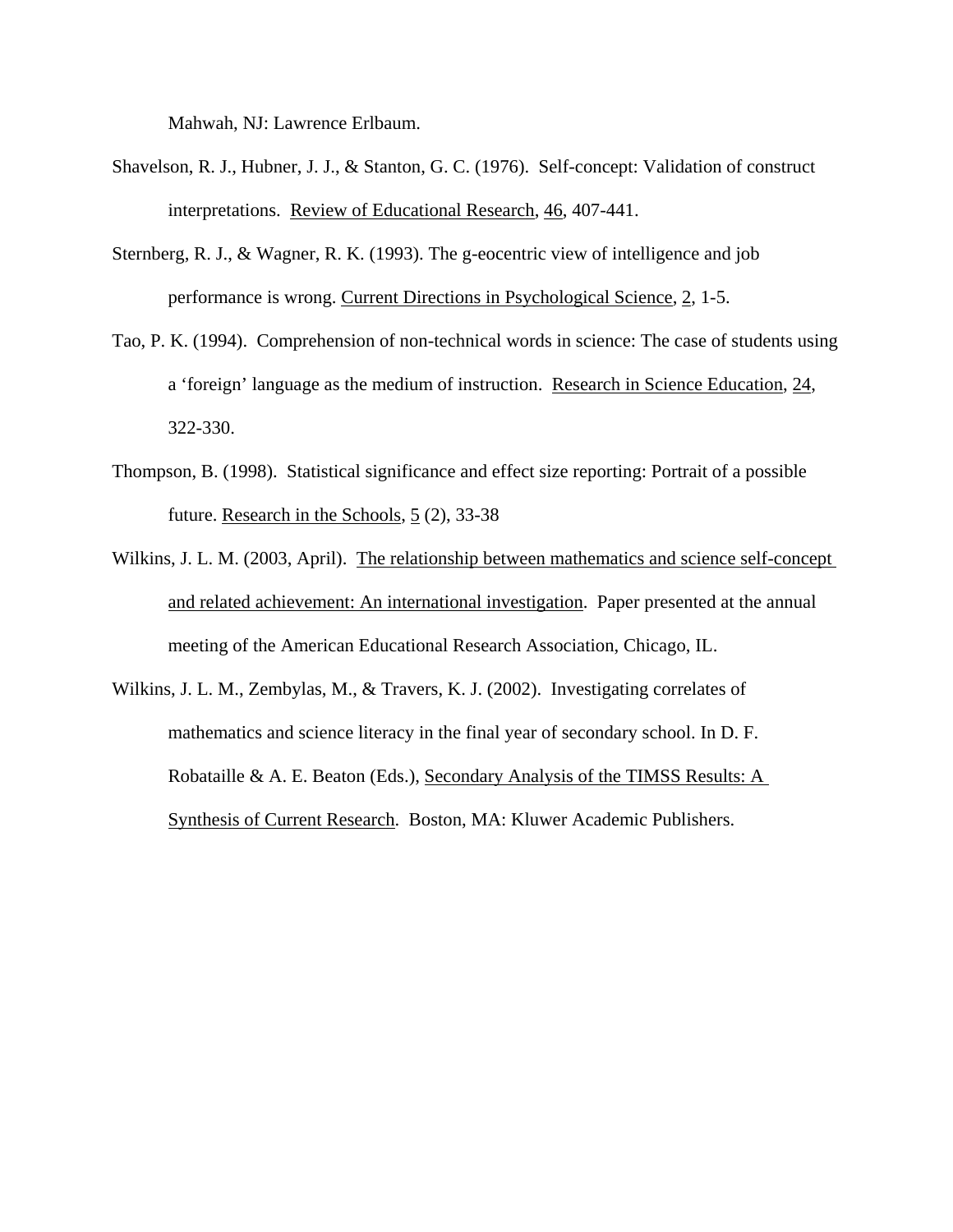Mahwah, NJ: Lawrence Erlbaum.

Shavelson, R. J., Hubner, J. J., & Stanton, G. C. (1976). Self-concept: Validation of construct interpretations. Review of Educational Research, 46, 407-441.

Sternberg, R. J., & Wagner, R. K. (1993). The g-eocentric view of intelligence and job performance is wrong. Current Directions in Psychological Science, 2, 1-5.

Tao, P. K. (1994). Comprehension of non-technical words in science: The case of students using a 'foreign' language as the medium of instruction. Research in Science Education, 24, 322-330.

Thompson, B. (1998). Statistical significance and effect size reporting: Portrait of a possible future. Research in the Schools, 5 (2), 33-38

Wilkins, J. L. M. (2003, April). The relationship between mathematics and science self-concept and related achievement: An international investigation. Paper presented at the annual meeting of the American Educational Research Association, Chicago, IL.

Wilkins, J. L. M., Zembylas, M., & Travers, K. J. (2002). Investigating correlates of mathematics and science literacy in the final year of secondary school. In D. F. Robataille & A. E. Beaton (Eds.), Secondary Analysis of the TIMSS Results: A Synthesis of Current Research. Boston, MA: Kluwer Academic Publishers.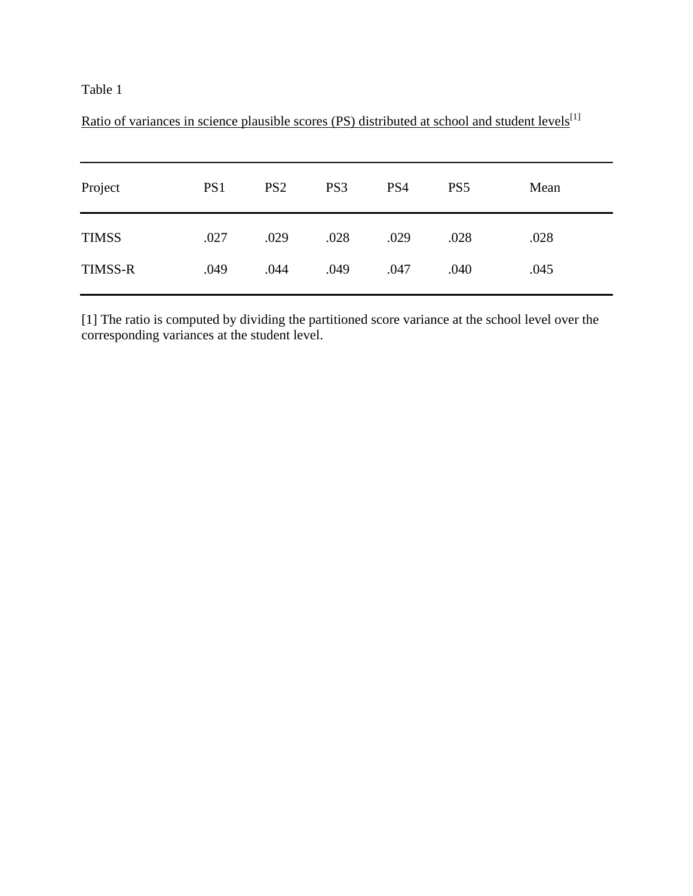Table 1

Ratio of variances in science plausible scores (PS) distributed at school and student levels[1]

| Project | PS1 | PS2 | PS3 | PS4 | PS5 | Mean |
|---|---|---|---|---|---|---|
| TIMSS | .027 | .029 | .028 | .029 | .028 | .028 |
| TIMSS-R | .049 | .044 | .049 | .047 | .040 | .045 |

[1] The ratio is computed by dividing the partitioned score variance at the school level over the corresponding variances at the student level.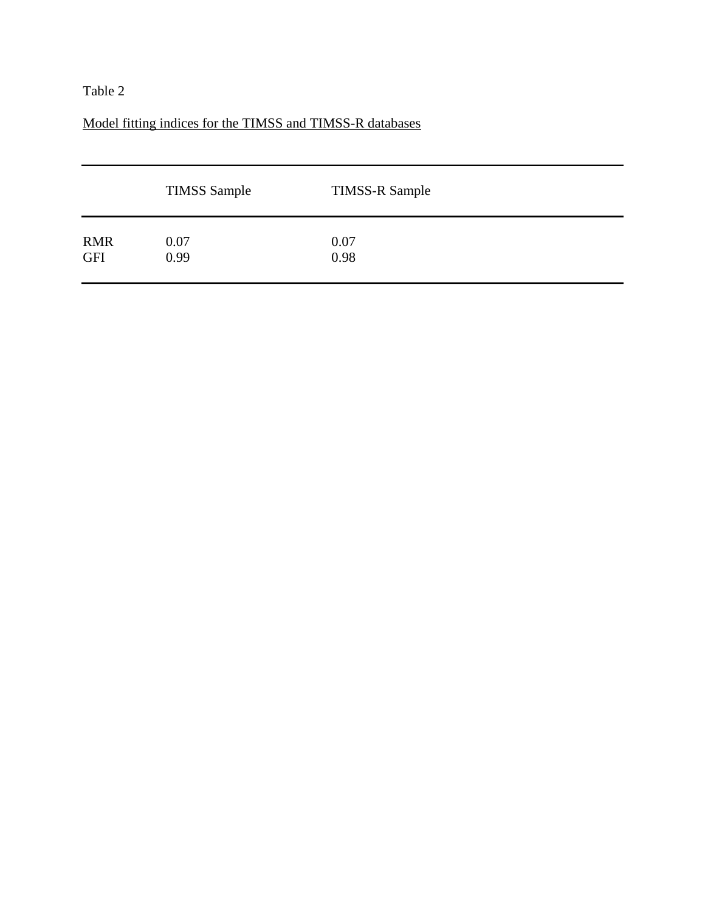Table 2

Model fitting indices for the TIMSS and TIMSS-R databases

| | TIMSS Sample | TIMSS-R Sample |
|---|---|---|
| RMR | 0.07 | 0.07 |
| GFI | 0.99 | 0.98 |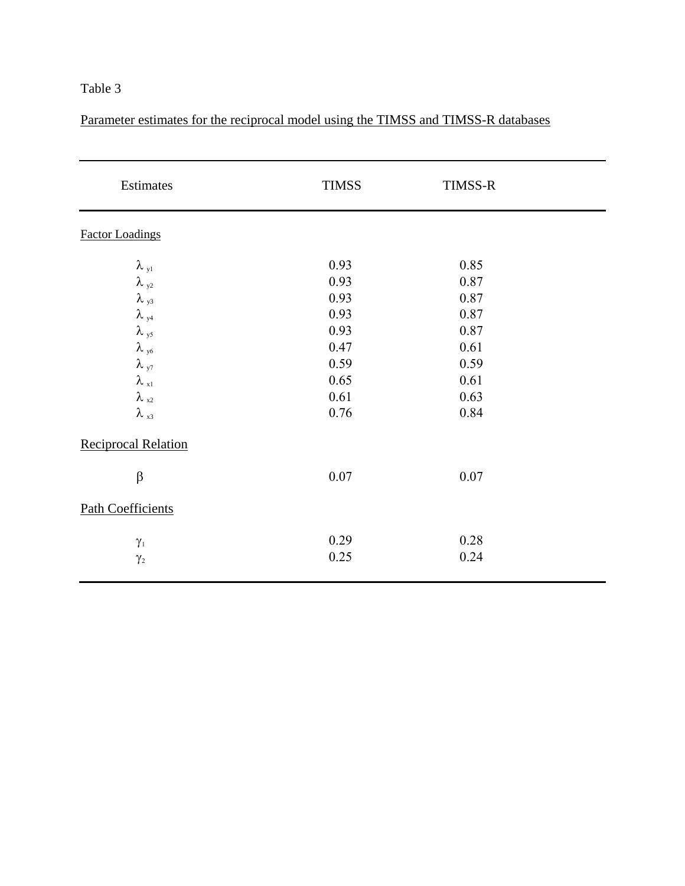Table 3

Parameter estimates for the reciprocal model using the TIMSS and TIMSS-R databases

| Estimates | TIMSS | TIMSS-R |
|---|---|---|
| Factor Loadings | | |
| $\lambda_{y1}$ | 0.93 | 0.85 |
| $\lambda_{y2}$ | 0.93 | 0.87 |
| $\lambda_{y3}$ | 0.93 | 0.87 |
| $\lambda_{y4}$ | 0.93 | 0.87 |
| $\lambda_{y5}$ | 0.93 | 0.87 |
| $\lambda_{y6}$ | 0.47 | 0.61 |
| $\lambda_{y7}$ | 0.59 | 0.59 |
| $\lambda_{x1}$ | 0.65 | 0.61 |
| $\lambda_{x2}$ | 0.61 | 0.63 |
| $\lambda_{x3}$ | 0.76 | 0.84 |
| Reciprocal Relation | | |
| $\beta$ | 0.07 | 0.07 |
| Path Coefficients | | |
| $\gamma_1$ | 0.29 | 0.28 |
| $\gamma_2$ | 0.25 | 0.24 |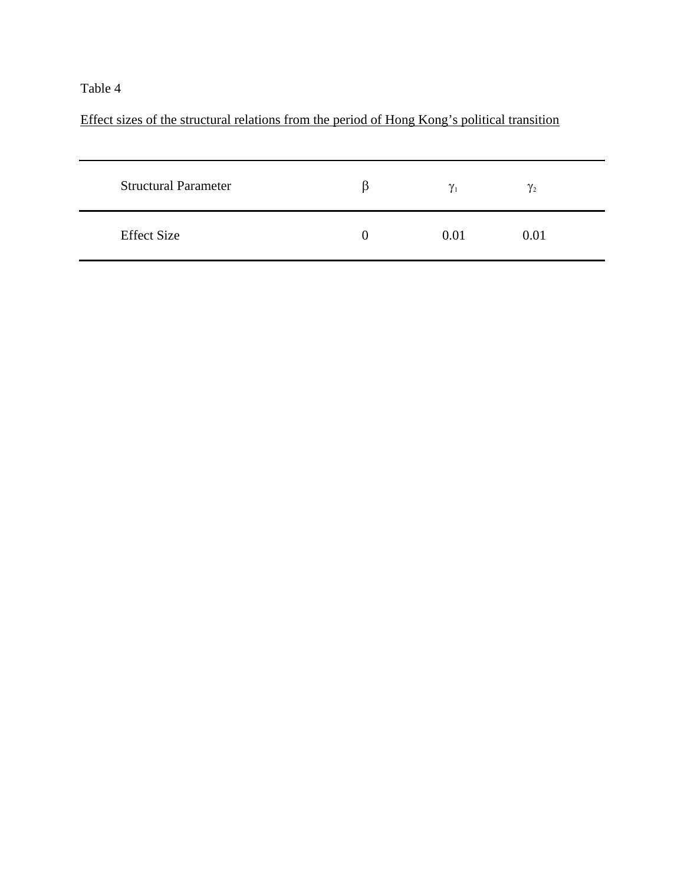Table 4

Effect sizes of the structural relations from the period of Hong Kong's political transition

| Structural Parameter | $\beta$ | $\gamma_1$ | $\gamma_2$ |
| --- | --- | --- | --- |
| Effect Size | 0 | 0.01 | 0.01 |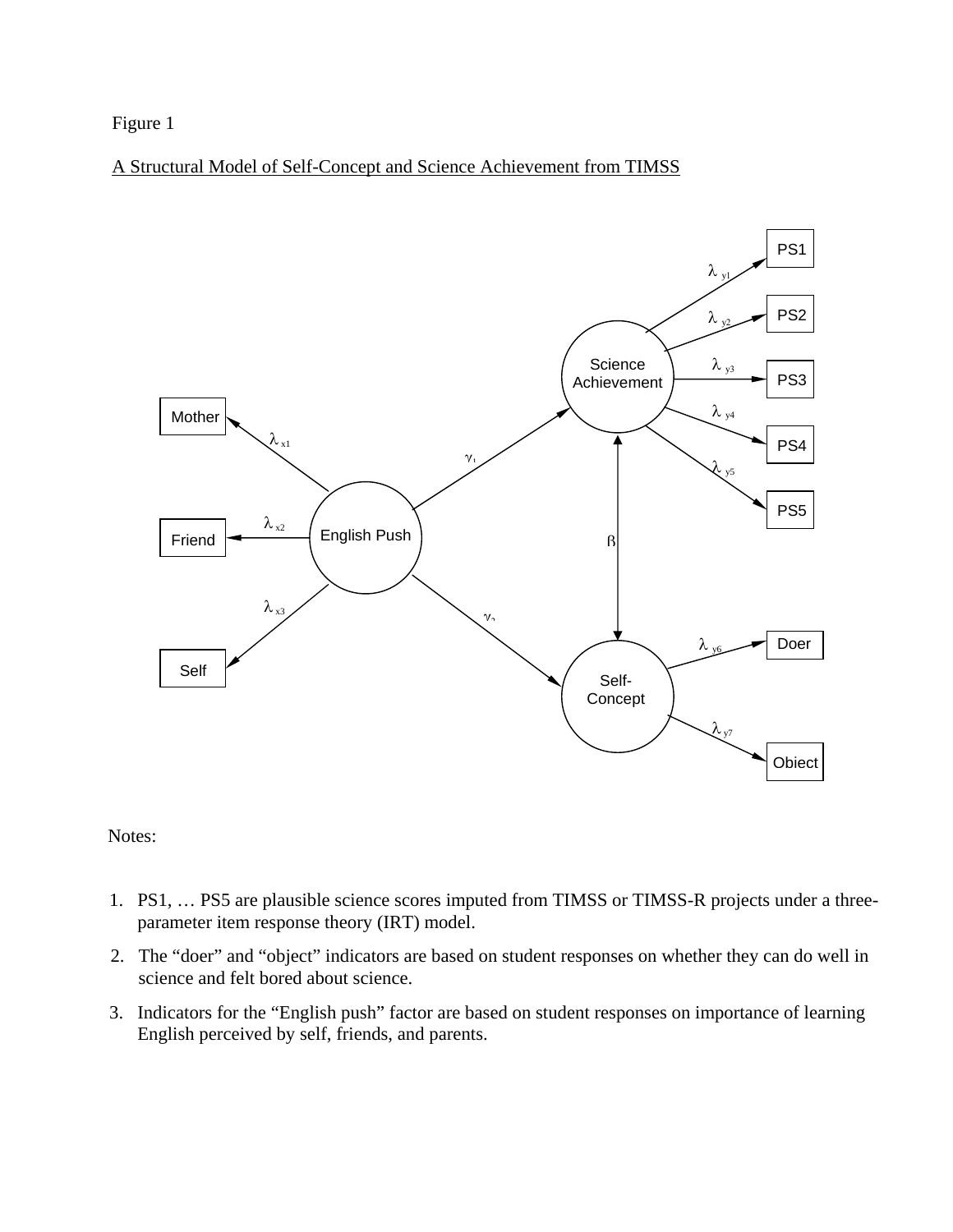Figure 1

A Structural Model of Self-Concept and Science Achievement from TIMSS

PS1

PS2

PS3

PS4

PS5

$\lambda_{y1}$

$\lambda_{y2}$

$\lambda_{y3}$

$\lambda_{y4}$

$\lambda_{y5}$

Science Achievement

Mother

Friend

Self

$\lambda_{x1}$

$\lambda_{x2}$

$\lambda_{x3}$

English Push

$\gamma_1$

$\gamma_2$

ß

Self-Concept

$\lambda_{y6}$

$\lambda_{y7}$

Doer

Obiect

Notes:

1. PS1, … PS5 are plausible science scores imputed from TIMSS or TIMSS-R projects under a three-parameter item response theory (IRT) model.
2. The "doer" and "object" indicators are based on student responses on whether they can do well in science and felt bored about science.
3. Indicators for the "English push" factor are based on student responses on importance of learning English perceived by self, friends, and parents.